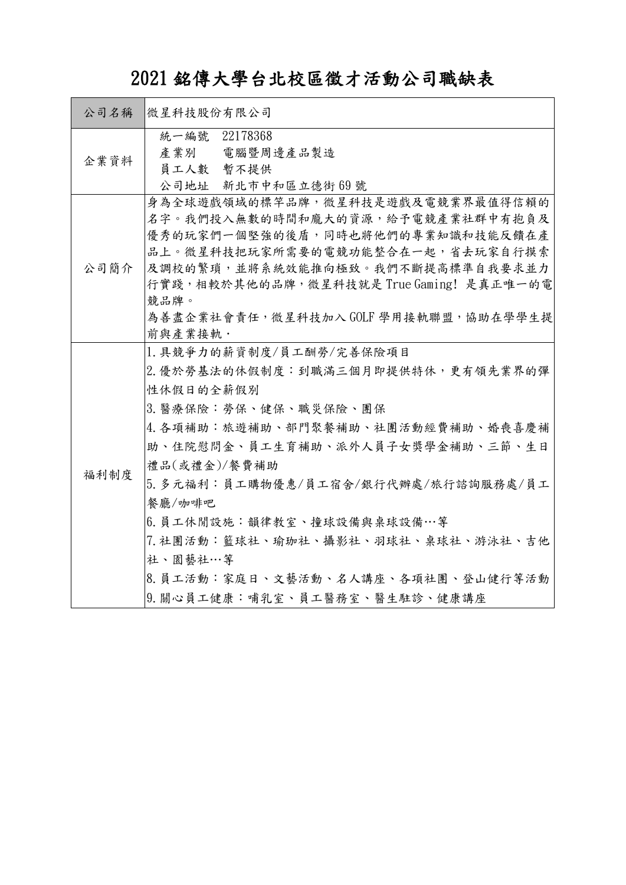# 2021 銘傳大學台北校區徵才活動公司職缺表

| 公司名稱 | 微星科技股份有限公司 |
|---|---|
| 企業資料 | 統一編號　22178368<br>產業別　　電腦暨周邊產品製造<br>員工人數　暫不提供<br>公司地址　新北市中和區立德街 69 號 |
| 公司簡介 | 身為全球遊戲領域的標竿品牌，微星科技是遊戲及電競業界最值得信賴的名字。我們投入無數的時間和龐大的資源，給予電競產業社群中有抱負及優秀的玩家們一個堅強的後盾，同時也將他們的專業知識和技能反饋在產品上。微星科技把玩家所需要的電競功能整合在一起，省去玩家自行摸索及調校的繁瑣，並將系統效能推向極致。我們不斷提高標準自我要求並力行實踐，相較於其他的品牌，微星科技就是 True Gaming! 是真正唯一的電競品牌。<br>為善盡企業社會責任，微星科技加入 GOLF 學用接軌聯盟，協助在學學生提前與產業接軌· |
| 福利制度 | 1.具競爭力的薪資制度/員工酬勞/完善保險項目<br>2.優於勞基法的休假制度：到職滿三個月即提供特休，更有領先業界的彈性休假日的全薪假別<br>3.醫療保險：勞保、健保、職災保險、團保<br>4.各項補助：旅遊補助、部門聚餐補助、社團活動經費補助、婚喪喜慶補助、住院慰問金、員工生育補助、派外人員子女獎學金補助、三節、生日禮品(或禮金)/餐費補助<br>5.多元福利：員工購物優惠/員工宿舍/銀行代辦處/旅行諮詢服務處/員工餐廳/咖啡吧<br>6.員工休閒設施：韻律教室、撞球設備與桌球設備…等<br>7.社團活動：籃球社、瑜珈社、攝影社、羽球社、桌球社、游泳社、吉他社、園藝社…等<br>8.員工活動：家庭日、文藝活動、名人講座、各項社團、登山健行等活動<br>9.關心員工健康：哺乳室、員工醫務室、醫生駐診、健康講座 |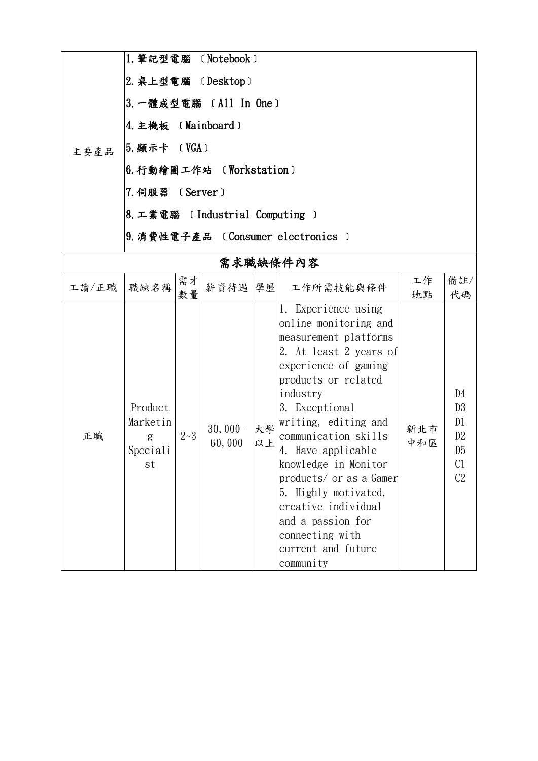| | |
|---|---|
| 主要產品 | 1.筆記型電腦 〔Notebook〕<br>2.桌上型電腦 〔Desktop〕<br>3.一體成型電腦 〔All In One〕<br>4.主機板 〔Mainboard〕<br>5.顯示卡 〔VGA〕<br>6.行動繪圖工作站 〔Workstation〕<br>7.伺服器 〔Server〕<br>8.工業電腦 〔Industrial Computing 〕<br>9.消費性電子產品 〔Consumer electronics 〕 |

## 需求職缺條件內容

| 工讀/正職 | 職缺名稱 | 需才數量 | 薪資待遇 | 學歷 | 工作所需技能與條件 | 工作地點 | 備註/代碼 |
|---|---|---|---|---|---|---|---|
| 正職 | Product Marketing Specialist | 2~3 | 30,000-60,000 | 大學以上 | 1. Experience using online monitoring and measurement platforms<br>2. At least 2 years of experience of gaming products or related industry<br>3. Exceptional writing, editing and communication skills<br>4. Have applicable knowledge in Monitor products/ or as a Gamer<br>5. Highly motivated, creative individual and a passion for connecting with current and future community | 新北市中和區 | D4<br>D3<br>D1<br>D2<br>D5<br>C1<br>C2 |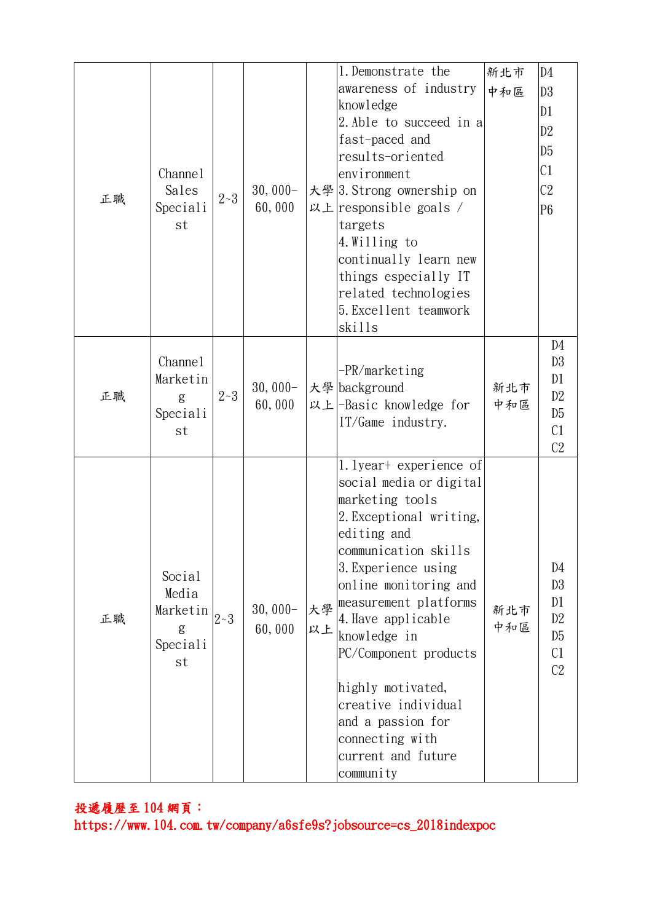| | | | | | | | |
|---|---|---|---|---|---|---|---|
| 正職 | Channel Sales Specialist | 2~3 | 30,000-60,000 | 大學以上 | 1.Demonstrate the awareness of industry knowledge<br>2.Able to succeed in a fast-paced and results-oriented environment<br>3.Strong ownership on responsible goals / targets<br>4.Willing to continually learn new things especially IT related technologies<br>5.Excellent teamwork skills | 新北市中和區 | D4<br>D3<br>D1<br>D2<br>D5<br>C1<br>C2<br>P6 |
| 正職 | Channel Marketing Specialist | 2~3 | 30,000-60,000 | 大學以上 | -PR/marketing background<br>-Basic knowledge for IT/Game industry. | 新北市中和區 | D4<br>D3<br>D1<br>D2<br>D5<br>C1<br>C2 |
| 正職 | Social Media Marketing Specialist | 2~3 | 30,000-60,000 | 大學以上 | 1.1year+ experience of social media or digital marketing tools<br>2.Exceptional writing, editing and communication skills<br>3.Experience using online monitoring and measurement platforms<br>4.Have applicable knowledge in PC/Component products<br><br>highly motivated, creative individual and a passion for connecting with current and future community | 新北市中和區 | D4<br>D3<br>D1<br>D2<br>D5<br>C1<br>C2 |

投遞履歷至 104 網頁：
https://www.104.com.tw/company/a6sfe9s?jobsource=cs_2018indexpoc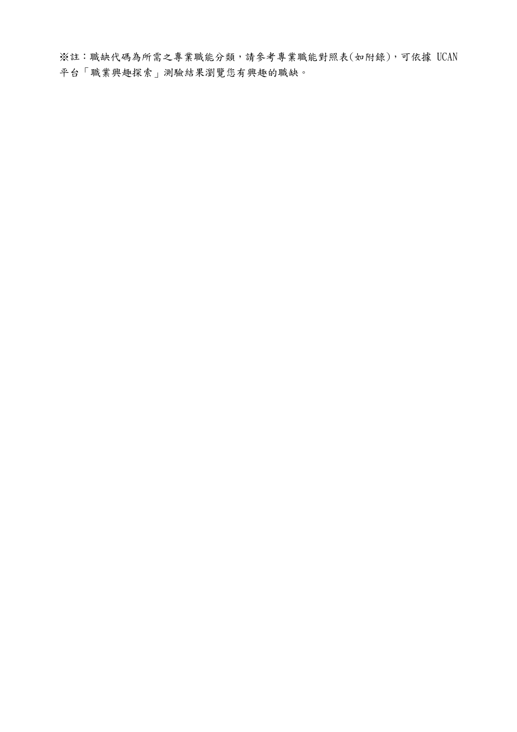※註：職缺代碼為所需之專業職能分類，請參考專業職能對照表(如附錄)，可依據 UCAN 平台「職業興趣探索」測驗結果瀏覽您有興趣的職缺。